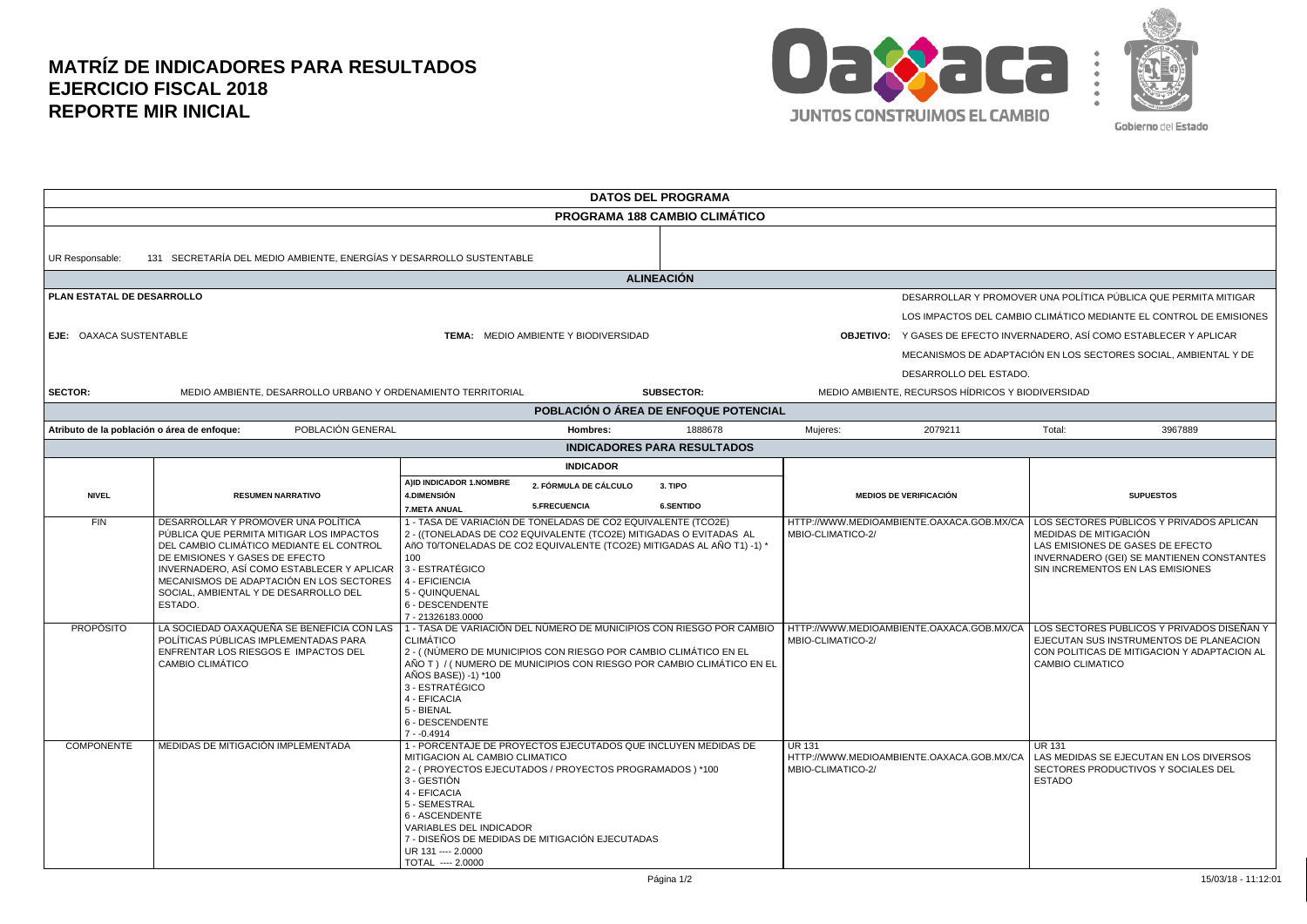# MATRÍZ DE INDICADORES PARA RESULTADOS
# EJERCICIO FISCAL 2018
# REPORTE MIR INICIAL

JUNTOS CONSTRUIMOS EL CAMBIO

Gobierno del Estado

## DATOS DEL PROGRAMA

### PROGRAMA 188 CAMBIO CLIMÁTICO

UR Responsable: 131 SECRETARÍA DEL MEDIO AMBIENTE, ENERGÍAS Y DESARROLLO SUSTENTABLE

### ALINEACIÓN

**PLAN ESTATAL DE DESARROLLO**

**EJE:** OAXACA SUSTENTABLE

**TEMA:** MEDIO AMBIENTE Y BIODIVERSIDAD

**OBJETIVO:** DESARROLLAR Y PROMOVER UNA POLÍTICA PÚBLICA QUE PERMITA MITIGAR LOS IMPACTOS DEL CAMBIO CLIMÁTICO MEDIANTE EL CONTROL DE EMISIONES Y GASES DE EFECTO INVERNADERO, ASÍ COMO ESTABLECER Y APLICAR MECANISMOS DE ADAPTACIÓN EN LOS SECTORES SOCIAL, AMBIENTAL Y DE DESARROLLO DEL ESTADO.

**SECTOR:** MEDIO AMBIENTE, DESARROLLO URBANO Y ORDENAMIENTO TERRITORIAL

**SUBSECTOR:** MEDIO AMBIENTE, RECURSOS HÍDRICOS Y BIODIVERSIDAD

### POBLACIÓN O ÁREA DE ENFOQUE POTENCIAL

| Atributo de la población o área de enfoque: | POBLACIÓN GENERAL | Hombres: | 1888678 | Mujeres: | 2079211 | Total: | 3967889 |
|---|---|---|---|---|---|---|---|

### INDICADORES PARA RESULTADOS

| NIVEL | RESUMEN NARRATIVO | INDICADOR<br>A)ID INDICADOR 1.NOMBRE / 2. FÓRMULA DE CÁLCULO / 3. TIPO / 4.DIMENSIÓN / 5.FRECUENCIA / 6.SENTIDO / 7.META ANUAL | MEDIOS DE VERIFICACIÓN | SUPUESTOS |
|---|---|---|---|---|
| FIN | DESARROLLAR Y PROMOVER UNA POLÍTICA PÚBLICA QUE PERMITA MITIGAR LOS IMPACTOS DEL CAMBIO CLIMÁTICO MEDIANTE EL CONTROL DE EMISIONES Y GASES DE EFECTO INVERNADERO, ASÍ COMO ESTABLECER Y APLICAR MECANISMOS DE ADAPTACIÓN EN LOS SECTORES SOCIAL, AMBIENTAL Y DE DESARROLLO DEL ESTADO. | 1 - TASA DE VARIACIóN DE TONELADAS DE CO2 EQUIVALENTE (TCO2E)<br>2 - ((TONELADAS DE CO2 EQUIVALENTE (TCO2E) MITIGADAS O EVITADAS AL AñO T0/TONELADAS DE CO2 EQUIVALENTE (TCO2E) MITIGADAS AL AÑO T1) -1) * 100<br>3 - ESTRATÉGICO<br>4 - EFICIENCIA<br>5 - QUINQUENAL<br>6 - DESCENDENTE<br>7 - 21326183.0000 | HTTP://WWW.MEDIOAMBIENTE.OAXACA.GOB.MX/CAMBIO-CLIMATICO-2/ | LOS SECTORES PÚBLICOS Y PRIVADOS APLICAN MEDIDAS DE MITIGACIÓN<br>LAS EMISIONES DE GASES DE EFECTO INVERNADERO (GEI) SE MANTIENEN CONSTANTES SIN INCREMENTOS EN LAS EMISIONES |
| PROPÓSITO | LA SOCIEDAD OAXAQUEÑA SE BENEFICIA CON LAS POLÍTICAS PÚBLICAS IMPLEMENTADAS PARA ENFRENTAR LOS RIESGOS E IMPACTOS DEL CAMBIO CLIMÁTICO | 1 - TASA DE VARIACIÓN DEL NÚMERO DE MUNICIPIOS CON RIESGO POR CAMBIO CLIMÁTICO<br>2 - ( (NÚMERO DE MUNICIPIOS CON RIESGO POR CAMBIO CLIMÁTICO EN EL AÑO T ) / ( NUMERO DE MUNICIPIOS CON RIESGO POR CAMBIO CLIMÁTICO EN EL AÑOS BASE)) -1) *100<br>3 - ESTRATÉGICO<br>4 - EFICACIA<br>5 - BIENAL<br>6 - DESCENDENTE<br>7 - -0.4914 | HTTP://WWW.MEDIOAMBIENTE.OAXACA.GOB.MX/CAMBIO-CLIMATICO-2/ | LOS SECTORES PUBLICOS Y PRIVADOS DISEÑAN Y EJECUTAN SUS INSTRUMENTOS DE PLANEACION CON POLITICAS DE MITIGACION Y ADAPTACION AL CAMBIO CLIMATICO |
| COMPONENTE | MEDIDAS DE MITIGACIÓN IMPLEMENTADA | 1 - PORCENTAJE DE PROYECTOS EJECUTADOS QUE INCLUYEN MEDIDAS DE MITIGACION AL CAMBIO CLIMATICO<br>2 - ( PROYECTOS EJECUTADOS / PROYECTOS PROGRAMADOS ) *100<br>3 - GESTIÓN<br>4 - EFICACIA<br>5 - SEMESTRAL<br>6 - ASCENDENTE<br>VARIABLES DEL INDICADOR<br>7 - DISEÑOS DE MEDIDAS DE MITIGACIÓN EJECUTADAS<br>UR 131 ---- 2.0000<br>TOTAL ---- 2.0000 | UR 131<br>HTTP://WWW.MEDIOAMBIENTE.OAXACA.GOB.MX/CAMBIO-CLIMATICO-2/ | UR 131<br>LAS MEDIDAS SE EJECUTAN EN LOS DIVERSOS SECTORES PRODUCTIVOS Y SOCIALES DEL ESTADO |

15/03/18 - 11:12:01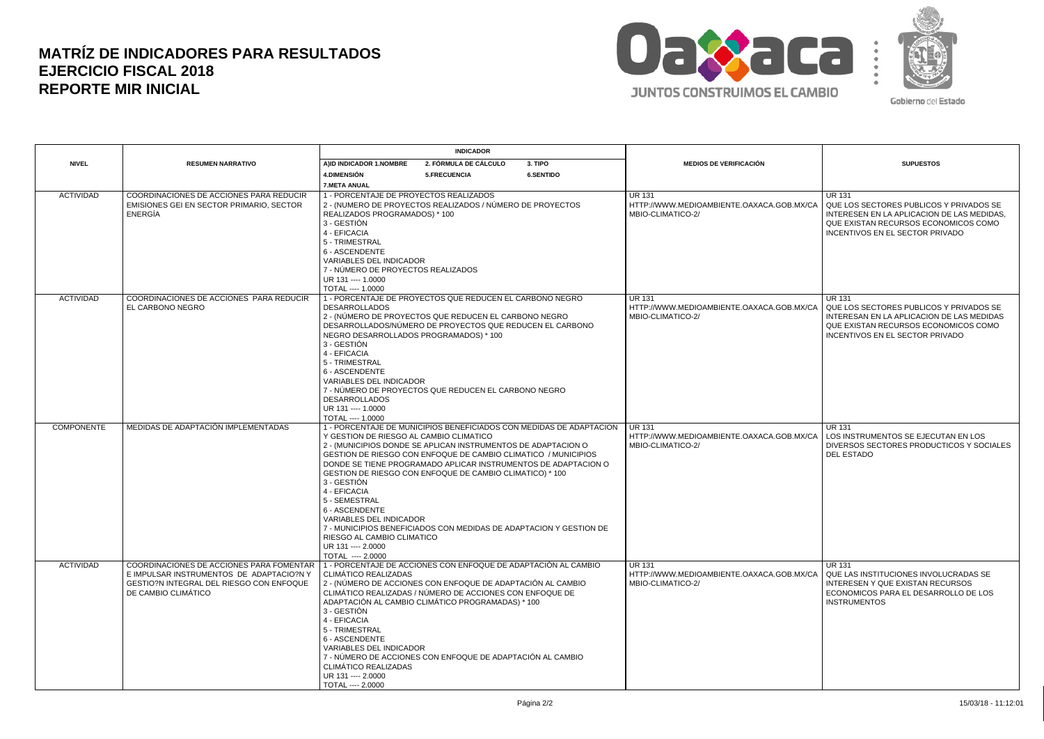# MATRÍZ DE INDICADORES PARA RESULTADOS
# EJERCICIO FISCAL 2018
# REPORTE MIR INICIAL

JUNTOS CONSTRUIMOS EL CAMBIO

Gobierno del Estado

| NIVEL | RESUMEN NARRATIVO | INDICADOR<br>A)ID INDICADOR 1.NOMBRE 2. FÓRMULA DE CÁLCULO 3. TIPO<br>4.DIMENSIÓN 5.FRECUENCIA 6.SENTIDO<br>7.META ANUAL | MEDIOS DE VERIFICACIÓN | SUPUESTOS |
|---|---|---|---|---|
| ACTIVIDAD | COORDINACIONES DE ACCIONES PARA REDUCIR EMISIONES GEI EN SECTOR PRIMARIO, SECTOR ENERGÍA | 1 - PORCENTAJE DE PROYECTOS REALIZADOS<br>2 - (NUMERO DE PROYECTOS REALIZADOS / NÚMERO DE PROYECTOS REALIZADOS PROGRAMADOS) * 100<br>3 - GESTIÓN<br>4 - EFICACIA<br>5 - TRIMESTRAL<br>6 - ASCENDENTE<br>VARIABLES DEL INDICADOR<br>7 - NÚMERO DE PROYECTOS REALIZADOS<br>UR 131 ---- 1.0000<br>TOTAL ---- 1.0000 | UR 131<br>HTTP://WWW.MEDIOAMBIENTE.OAXACA.GOB.MX/CAMBIO-CLIMATICO-2/ | UR 131<br>QUE LOS SECTORES PUBLICOS Y PRIVADOS SE INTERESEN EN LA APLICACION DE LAS MEDIDAS, QUE EXISTAN RECURSOS ECONOMICOS COMO INCENTIVOS EN EL SECTOR PRIVADO |
| ACTIVIDAD | COORDINACIONES DE ACCIONES PARA REDUCIR EL CARBONO NEGRO | 1 - PORCENTAJE DE PROYECTOS QUE REDUCEN EL CARBONO NEGRO DESARROLLADOS<br>2 - (NÚMERO DE PROYECTOS QUE REDUCEN EL CARBONO NEGRO DESARROLLADOS/NÚMERO DE PROYECTOS QUE REDUCEN EL CARBONO NEGRO DESARROLLADOS PROGRAMADOS) * 100<br>3 - GESTIÓN<br>4 - EFICACIA<br>5 - TRIMESTRAL<br>6 - ASCENDENTE<br>VARIABLES DEL INDICADOR<br>7 - NÚMERO DE PROYECTOS QUE REDUCEN EL CARBONO NEGRO DESARROLLADOS<br>UR 131 ---- 1.0000<br>TOTAL ---- 1.0000 | UR 131<br>HTTP://WWW.MEDIOAMBIENTE.OAXACA.GOB.MX/CAMBIO-CLIMATICO-2/ | UR 131<br>QUE LOS SECTORES PUBLICOS Y PRIVADOS SE INTERESAN EN LA APLICACION DE LAS MEDIDAS QUE EXISTAN RECURSOS ECONOMICOS COMO INCENTIVOS EN EL SECTOR PRIVADO |
| COMPONENTE | MEDIDAS DE ADAPTACIÓN IMPLEMENTADAS | 1 - PORCENTAJE DE MUNICIPIOS BENEFICIADOS CON MEDIDAS DE ADAPTACION Y GESTION DE RIESGO AL CAMBIO CLIMATICO<br>2 - (MUNICIPIOS DONDE SE APLICAN INSTRUMENTOS DE ADAPTACION O GESTION DE RIESGO CON ENFOQUE DE CAMBIO CLIMATICO / MUNICIPIOS DONDE SE TIENE PROGRAMADO APLICAR INSTRUMENTOS DE ADAPTACION O GESTION DE RIESGO CON ENFOQUE DE CAMBIO CLIMATICO) * 100<br>3 - GESTIÓN<br>4 - EFICACIA<br>5 - SEMESTRAL<br>6 - ASCENDENTE<br>VARIABLES DEL INDICADOR<br>7 - MUNICIPIOS BENEFICIADOS CON MEDIDAS DE ADAPTACION Y GESTION DE RIESGO AL CAMBIO CLIMATICO<br>UR 131 ---- 2.0000<br>TOTAL ---- 2.0000 | UR 131<br>HTTP://WWW.MEDIOAMBIENTE.OAXACA.GOB.MX/CAMBIO-CLIMATICO-2/ | UR 131<br>LOS INSTRUMENTOS SE EJECUTAN EN LOS DIVERSOS SECTORES PRODUCTICOS Y SOCIALES DEL ESTADO |
| ACTIVIDAD | COORDINACIONES DE ACCIONES PARA FOMENTAR E IMPULSAR INSTRUMENTOS DE ADAPTACIO?N Y GESTIO?N INTEGRAL DEL RIESGO CON ENFOQUE DE CAMBIO CLIMÁTICO | 1 - PORCENTAJE DE ACCIONES CON ENFOQUE DE ADAPTACIÓN AL CAMBIO CLIMÁTICO REALIZADAS<br>2 - (NÚMERO DE ACCIONES CON ENFOQUE DE ADAPTACIÓN AL CAMBIO CLIMÁTICO REALIZADAS / NÚMERO DE ACCIONES CON ENFOQUE DE ADAPTACIÓN AL CAMBIO CLIMÁTICO PROGRAMADAS) * 100<br>3 - GESTIÓN<br>4 - EFICACIA<br>5 - TRIMESTRAL<br>6 - ASCENDENTE<br>VARIABLES DEL INDICADOR<br>7 - NÚMERO DE ACCIONES CON ENFOQUE DE ADAPTACIÓN AL CAMBIO CLIMÁTICO REALIZADAS<br>UR 131 ---- 2.0000<br>TOTAL ---- 2.0000 | UR 131<br>HTTP://WWW.MEDIOAMBIENTE.OAXACA.GOB.MX/CAMBIO-CLIMATICO-2/ | UR 131<br>QUE LAS INSTITUCIONES INVOLUCRADAS SE INTERESEN Y QUE EXISTAN RECURSOS ECONOMICOS PARA EL DESARROLLO DE LOS INSTRUMENTOS |

15/03/18 - 11:12:01